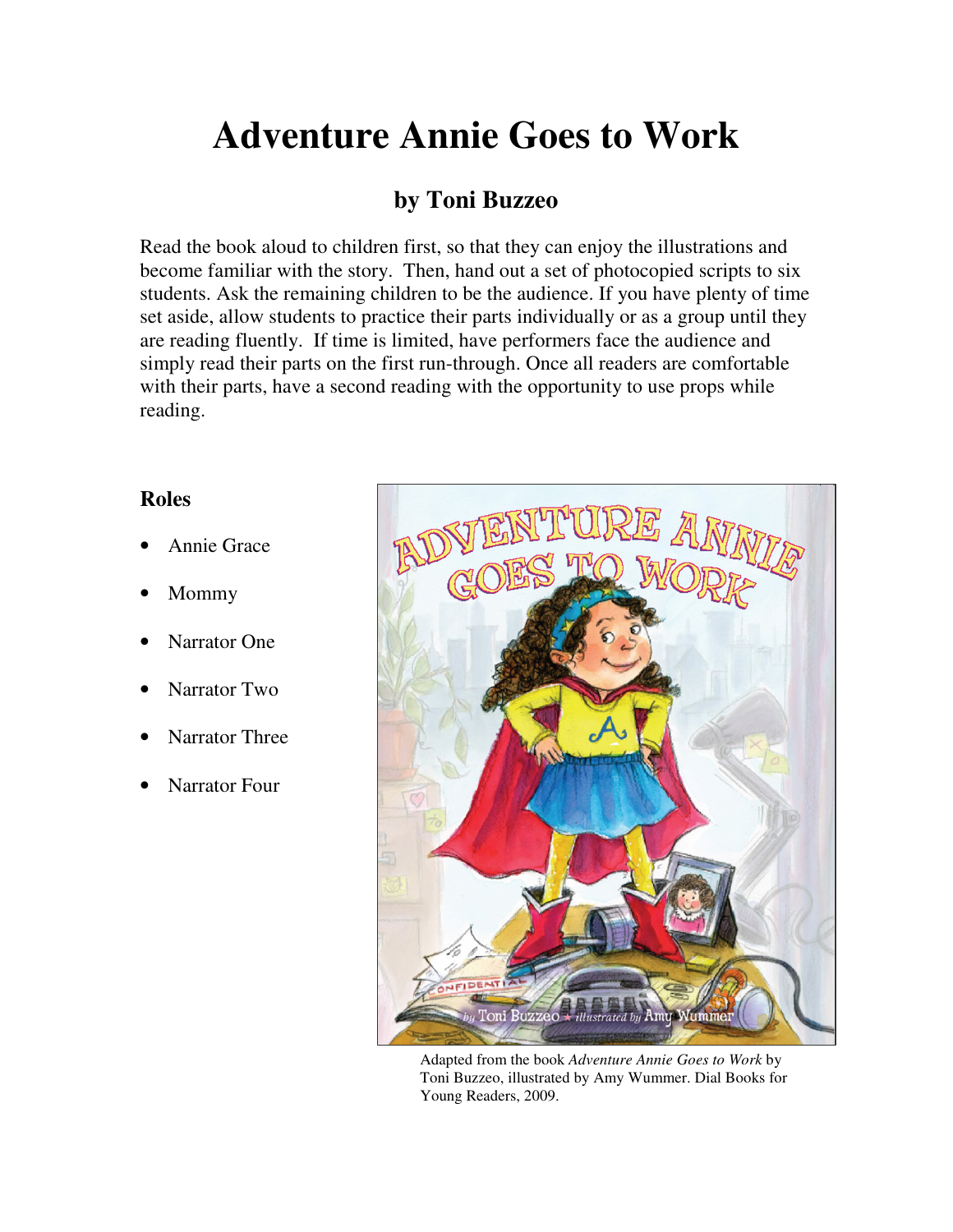# Adventure Annie Goes to Work

## by Toni Buzzeo

Read the book aloud to children first, so that they can enjoy the illustrations and become familiar with the story. Then, hand out a set of photocopied scripts to six students. Ask the remaining children to be the audience. If you have plenty of time set aside, allow students to practice their parts individually or as a group until they are reading fluently. If time is limited, have performers face the audience and simply read their parts on the first run-through. Once all readers are comfortable with their parts, have a second reading with the opportunity to use props while reading.

### Roles

- Annie Grace
- Mommy
- Narrator One
- Narrator Two
- Narrator Three
- Narrator Four

Adapted from the book *Adventure Annie Goes to Work* by Toni Buzzeo, illustrated by Amy Wummer. Dial Books for Young Readers, 2009.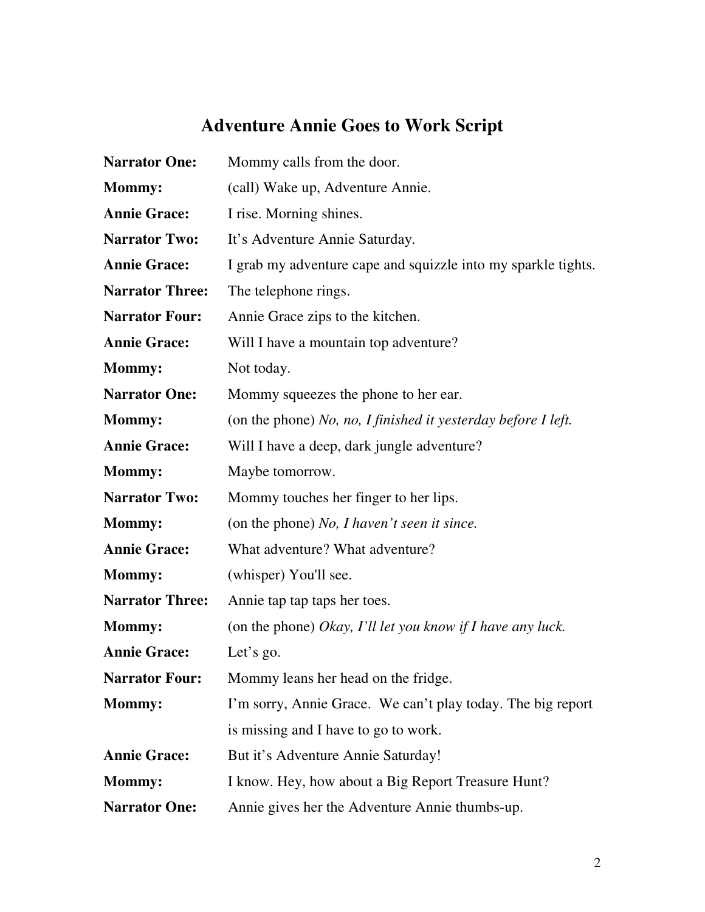# Adventure Annie Goes to Work Script

**Narrator One:** Mommy calls from the door.

**Mommy:** (call) Wake up, Adventure Annie.

**Annie Grace:** I rise. Morning shines.

**Narrator Two:** It's Adventure Annie Saturday.

**Annie Grace:** I grab my adventure cape and squizzle into my sparkle tights.

**Narrator Three:** The telephone rings.

**Narrator Four:** Annie Grace zips to the kitchen.

**Annie Grace:** Will I have a mountain top adventure?

**Mommy:** Not today.

**Narrator One:** Mommy squeezes the phone to her ear.

**Mommy:** (on the phone) *No, no, I finished it yesterday before I left.*

**Annie Grace:** Will I have a deep, dark jungle adventure?

**Mommy:** Maybe tomorrow.

**Narrator Two:** Mommy touches her finger to her lips.

**Mommy:** (on the phone) *No, I haven't seen it since.*

**Annie Grace:** What adventure? What adventure?

**Mommy:** (whisper) You'll see.

**Narrator Three:** Annie tap tap taps her toes.

**Mommy:** (on the phone) *Okay, I'll let you know if I have any luck.*

**Annie Grace:** Let's go.

**Narrator Four:** Mommy leans her head on the fridge.

**Mommy:** I'm sorry, Annie Grace. We can't play today. The big report is missing and I have to go to work.

**Annie Grace:** But it's Adventure Annie Saturday!

**Mommy:** I know. Hey, how about a Big Report Treasure Hunt?

**Narrator One:** Annie gives her the Adventure Annie thumbs-up.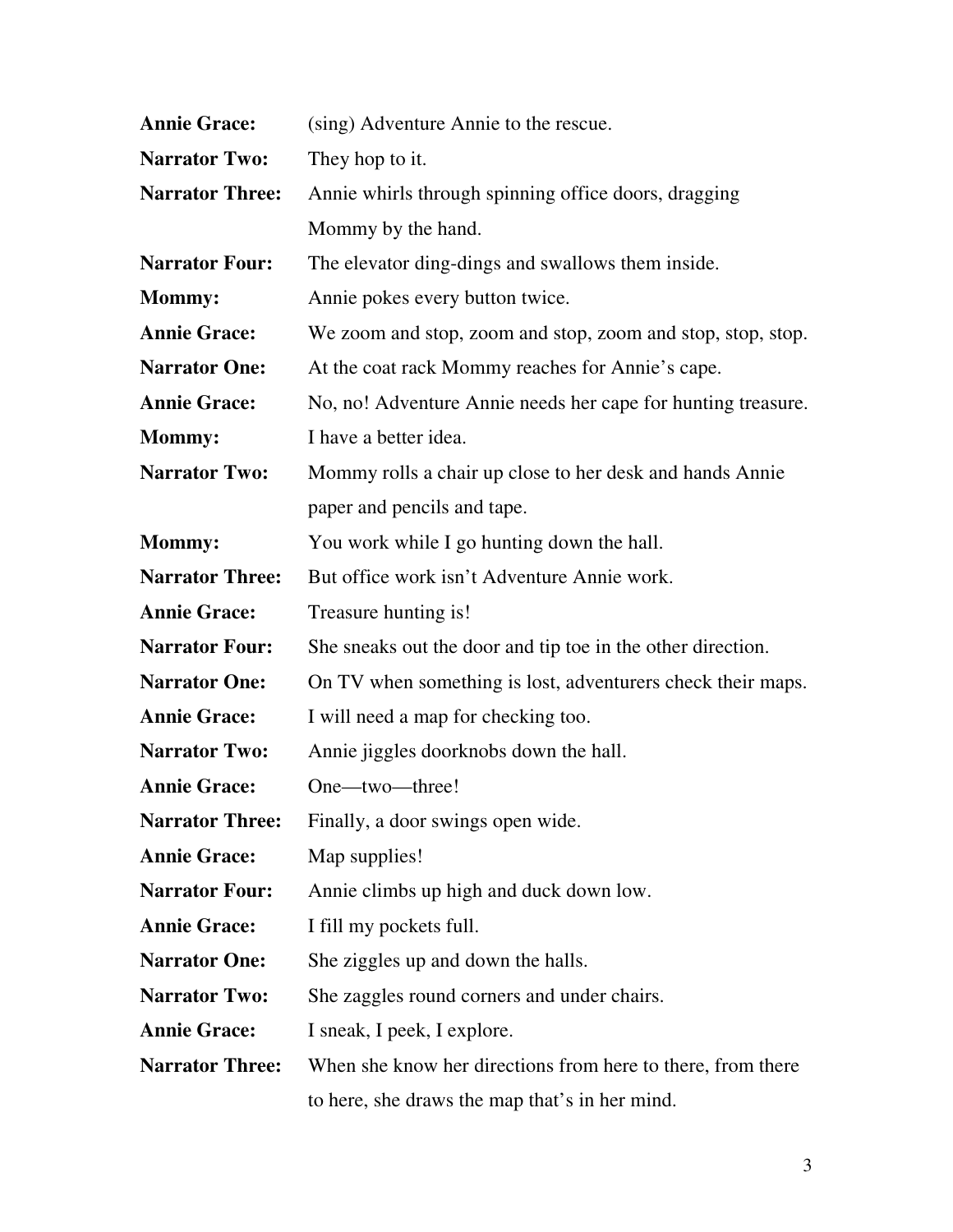**Annie Grace:** (sing) Adventure Annie to the rescue.

**Narrator Two:** They hop to it.

**Narrator Three:** Annie whirls through spinning office doors, dragging Mommy by the hand.

**Narrator Four:** The elevator ding-dings and swallows them inside.

**Mommy:** Annie pokes every button twice.

**Annie Grace:** We zoom and stop, zoom and stop, zoom and stop, stop, stop.

**Narrator One:** At the coat rack Mommy reaches for Annie's cape.

**Annie Grace:** No, no! Adventure Annie needs her cape for hunting treasure.

**Mommy:** I have a better idea.

**Narrator Two:** Mommy rolls a chair up close to her desk and hands Annie paper and pencils and tape.

**Mommy:** You work while I go hunting down the hall.

**Narrator Three:** But office work isn't Adventure Annie work.

**Annie Grace:** Treasure hunting is!

**Narrator Four:** She sneaks out the door and tip toe in the other direction.

**Narrator One:** On TV when something is lost, adventurers check their maps.

**Annie Grace:** I will need a map for checking too.

**Narrator Two:** Annie jiggles doorknobs down the hall.

**Annie Grace:** One—two—three!

**Narrator Three:** Finally, a door swings open wide.

**Annie Grace:** Map supplies!

**Narrator Four:** Annie climbs up high and duck down low.

**Annie Grace:** I fill my pockets full.

**Narrator One:** She ziggles up and down the halls.

**Narrator Two:** She zaggles round corners and under chairs.

**Annie Grace:** I sneak, I peek, I explore.

**Narrator Three:** When she know her directions from here to there, from there to here, she draws the map that's in her mind.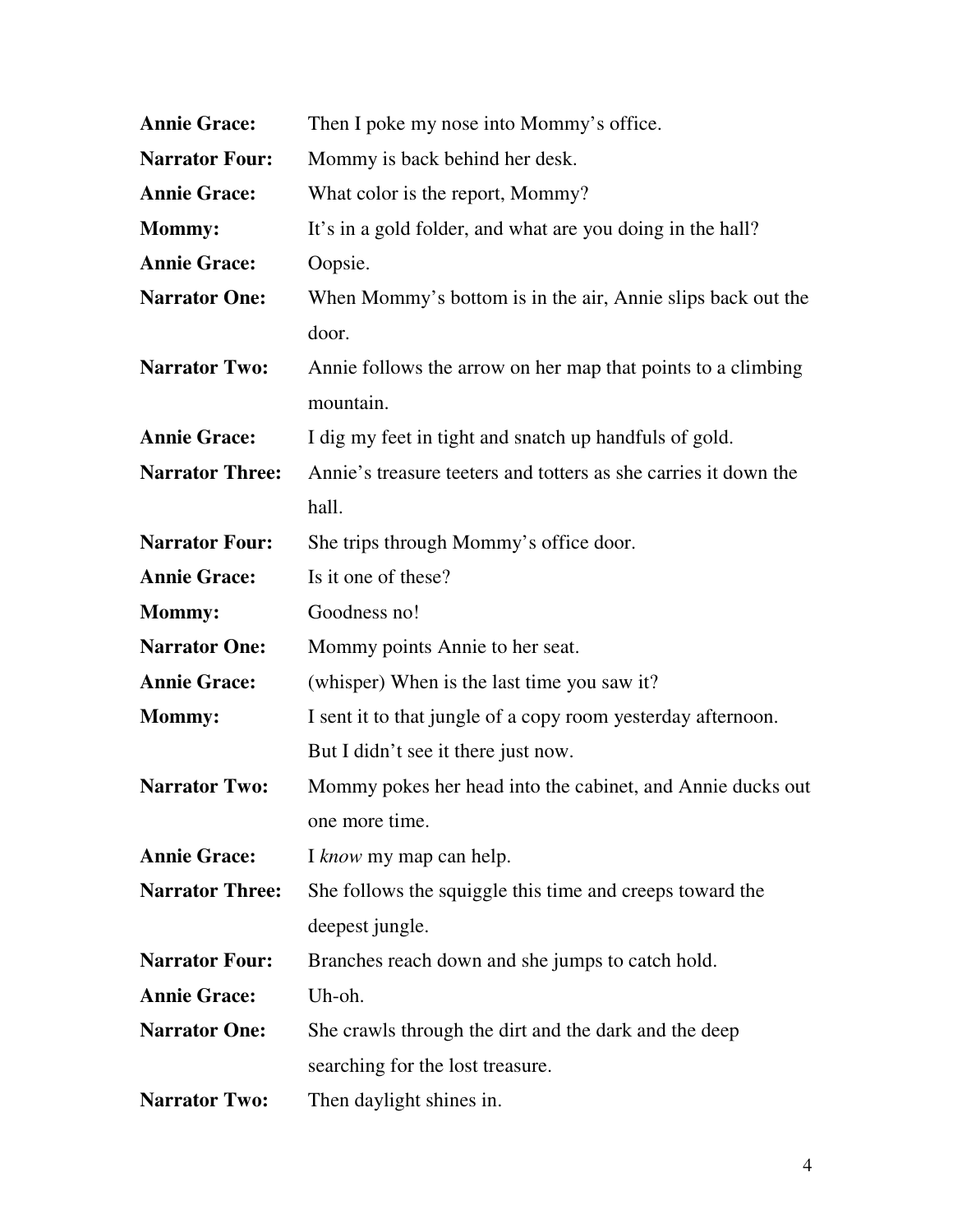**Annie Grace:** Then I poke my nose into Mommy's office.

**Narrator Four:** Mommy is back behind her desk.

**Annie Grace:** What color is the report, Mommy?

**Mommy:** It's in a gold folder, and what are you doing in the hall?

**Annie Grace:** Oopsie.

**Narrator One:** When Mommy's bottom is in the air, Annie slips back out the door.

**Narrator Two:** Annie follows the arrow on her map that points to a climbing mountain.

**Annie Grace:** I dig my feet in tight and snatch up handfuls of gold.

**Narrator Three:** Annie's treasure teeters and totters as she carries it down the hall.

**Narrator Four:** She trips through Mommy's office door.

**Annie Grace:** Is it one of these?

**Mommy:** Goodness no!

**Narrator One:** Mommy points Annie to her seat.

**Annie Grace:** (whisper) When is the last time you saw it?

**Mommy:** I sent it to that jungle of a copy room yesterday afternoon. But I didn't see it there just now.

**Narrator Two:** Mommy pokes her head into the cabinet, and Annie ducks out one more time.

**Annie Grace:** I *know* my map can help.

**Narrator Three:** She follows the squiggle this time and creeps toward the deepest jungle.

**Narrator Four:** Branches reach down and she jumps to catch hold.

**Annie Grace:** Uh-oh.

**Narrator One:** She crawls through the dirt and the dark and the deep searching for the lost treasure.

**Narrator Two:** Then daylight shines in.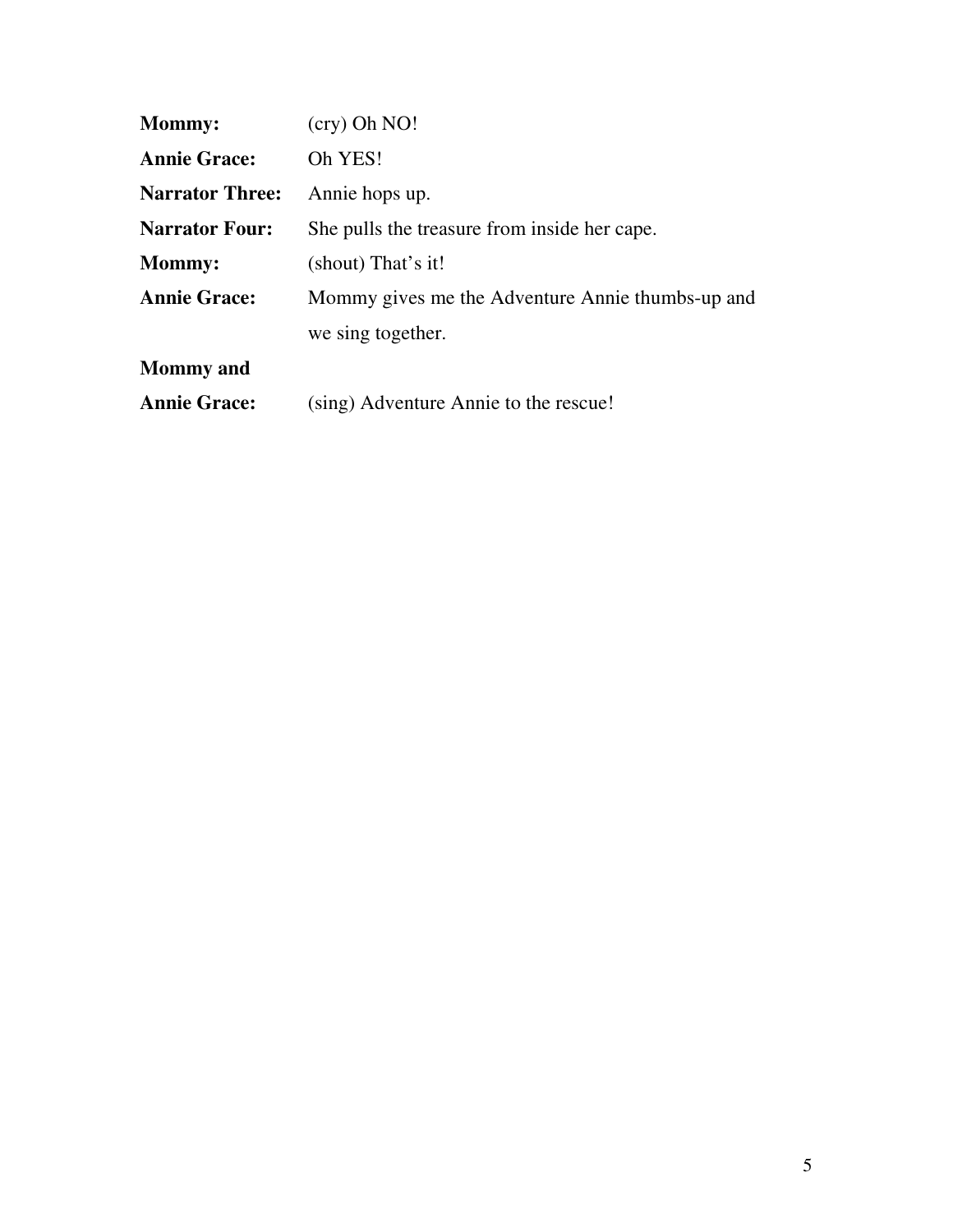**Mommy:** (cry) Oh NO!

**Annie Grace:** Oh YES!

**Narrator Three:** Annie hops up.

**Narrator Four:** She pulls the treasure from inside her cape.

**Mommy:** (shout) That's it!

**Annie Grace:** Mommy gives me the Adventure Annie thumbs-up and we sing together.

**Mommy and Annie Grace:** (sing) Adventure Annie to the rescue!